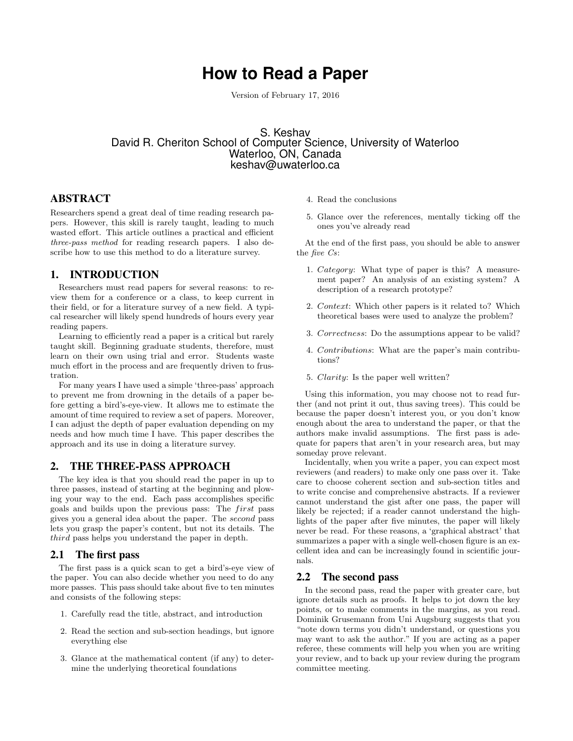# How to Read a Paper

Version of February 17, 2016

S. Keshav
David R. Cheriton School of Computer Science, University of Waterloo
Waterloo, ON, Canada
keshav@uwaterloo.ca

## ABSTRACT

Researchers spend a great deal of time reading research papers. However, this skill is rarely taught, leading to much wasted effort. This article outlines a practical and efficient *three-pass method* for reading research papers. I also describe how to use this method to do a literature survey.

## 1. INTRODUCTION

Researchers must read papers for several reasons: to review them for a conference or a class, to keep current in their field, or for a literature survey of a new field. A typical researcher will likely spend hundreds of hours every year reading papers.

Learning to efficiently read a paper is a critical but rarely taught skill. Beginning graduate students, therefore, must learn on their own using trial and error. Students waste much effort in the process and are frequently driven to frustration.

For many years I have used a simple 'three-pass' approach to prevent me from drowning in the details of a paper before getting a bird's-eye-view. It allows me to estimate the amount of time required to review a set of papers. Moreover, I can adjust the depth of paper evaluation depending on my needs and how much time I have. This paper describes the approach and its use in doing a literature survey.

## 2. THE THREE-PASS APPROACH

The key idea is that you should read the paper in up to three passes, instead of starting at the beginning and plowing your way to the end. Each pass accomplishes specific goals and builds upon the previous pass: The *first* pass gives you a general idea about the paper. The *second* pass lets you grasp the paper's content, but not its details. The *third* pass helps you understand the paper in depth.

### 2.1 The first pass

The first pass is a quick scan to get a bird's-eye view of the paper. You can also decide whether you need to do any more passes. This pass should take about five to ten minutes and consists of the following steps:

1. Carefully read the title, abstract, and introduction
2. Read the section and sub-section headings, but ignore everything else
3. Glance at the mathematical content (if any) to determine the underlying theoretical foundations
4. Read the conclusions
5. Glance over the references, mentally ticking off the ones you've already read

At the end of the first pass, you should be able to answer the *five Cs*:

1. *Category*: What type of paper is this? A measurement paper? An analysis of an existing system? A description of a research prototype?
2. *Context*: Which other papers is it related to? Which theoretical bases were used to analyze the problem?
3. *Correctness*: Do the assumptions appear to be valid?
4. *Contributions*: What are the paper's main contributions?
5. *Clarity*: Is the paper well written?

Using this information, you may choose not to read further (and not print it out, thus saving trees). This could be because the paper doesn't interest you, or you don't know enough about the area to understand the paper, or that the authors make invalid assumptions. The first pass is adequate for papers that aren't in your research area, but may someday prove relevant.

Incidentally, when you write a paper, you can expect most reviewers (and readers) to make only one pass over it. Take care to choose coherent section and sub-section titles and to write concise and comprehensive abstracts. If a reviewer cannot understand the gist after one pass, the paper will likely be rejected; if a reader cannot understand the highlights of the paper after five minutes, the paper will likely never be read. For these reasons, a 'graphical abstract' that summarizes a paper with a single well-chosen figure is an excellent idea and can be increasingly found in scientific journals.

### 2.2 The second pass

In the second pass, read the paper with greater care, but ignore details such as proofs. It helps to jot down the key points, or to make comments in the margins, as you read. Dominik Grusemann from Uni Augsburg suggests that you "note down terms you didn't understand, or questions you may want to ask the author." If you are acting as a paper referee, these comments will help you when you are writing your review, and to back up your review during the program committee meeting.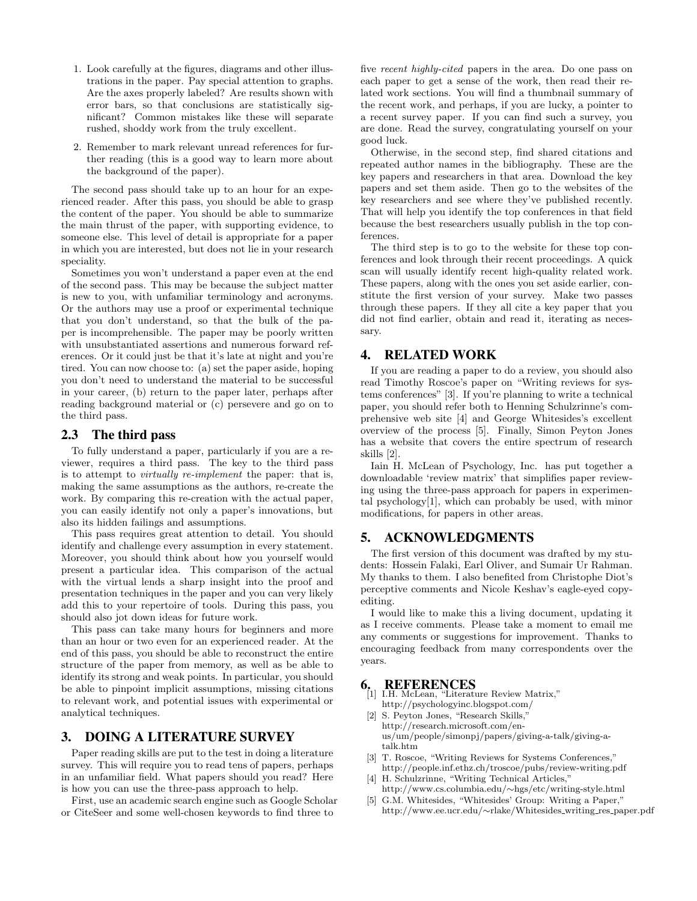1. Look carefully at the figures, diagrams and other illustrations in the paper. Pay special attention to graphs. Are the axes properly labeled? Are results shown with error bars, so that conclusions are statistically significant? Common mistakes like these will separate rushed, shoddy work from the truly excellent.
2. Remember to mark relevant unread references for further reading (this is a good way to learn more about the background of the paper).

The second pass should take up to an hour for an experienced reader. After this pass, you should be able to grasp the content of the paper. You should be able to summarize the main thrust of the paper, with supporting evidence, to someone else. This level of detail is appropriate for a paper in which you are interested, but does not lie in your research speciality.

Sometimes you won't understand a paper even at the end of the second pass. This may be because the subject matter is new to you, with unfamiliar terminology and acronyms. Or the authors may use a proof or experimental technique that you don't understand, so that the bulk of the paper is incomprehensible. The paper may be poorly written with unsubstantiated assertions and numerous forward references. Or it could just be that it's late at night and you're tired. You can now choose to: (a) set the paper aside, hoping you don't need to understand the material to be successful in your career, (b) return to the paper later, perhaps after reading background material or (c) persevere and go on to the third pass.

### 2.3 The third pass

To fully understand a paper, particularly if you are a reviewer, requires a third pass. The key to the third pass is to attempt to *virtually re-implement* the paper: that is, making the same assumptions as the authors, re-create the work. By comparing this re-creation with the actual paper, you can easily identify not only a paper's innovations, but also its hidden failings and assumptions.

This pass requires great attention to detail. You should identify and challenge every assumption in every statement. Moreover, you should think about how you yourself would present a particular idea. This comparison of the actual with the virtual lends a sharp insight into the proof and presentation techniques in the paper and you can very likely add this to your repertoire of tools. During this pass, you should also jot down ideas for future work.

This pass can take many hours for beginners and more than an hour or two even for an experienced reader. At the end of this pass, you should be able to reconstruct the entire structure of the paper from memory, as well as be able to identify its strong and weak points. In particular, you should be able to pinpoint implicit assumptions, missing citations to relevant work, and potential issues with experimental or analytical techniques.

## 3. DOING A LITERATURE SURVEY

Paper reading skills are put to the test in doing a literature survey. This will require you to read tens of papers, perhaps in an unfamiliar field. What papers should you read? Here is how you can use the three-pass approach to help.

First, use an academic search engine such as Google Scholar or CiteSeer and some well-chosen keywords to find three to five *recent highly-cited* papers in the area. Do one pass on each paper to get a sense of the work, then read their related work sections. You will find a thumbnail summary of the recent work, and perhaps, if you are lucky, a pointer to a recent survey paper. If you can find such a survey, you are done. Read the survey, congratulating yourself on your good luck.

Otherwise, in the second step, find shared citations and repeated author names in the bibliography. These are the key papers and researchers in that area. Download the key papers and set them aside. Then go to the websites of the key researchers and see where they've published recently. That will help you identify the top conferences in that field because the best researchers usually publish in the top conferences.

The third step is to go to the website for these top conferences and look through their recent proceedings. A quick scan will usually identify recent high-quality related work. These papers, along with the ones you set aside earlier, constitute the first version of your survey. Make two passes through these papers. If they all cite a key paper that you did not find earlier, obtain and read it, iterating as necessary.

## 4. RELATED WORK

If you are reading a paper to do a review, you should also read Timothy Roscoe's paper on "Writing reviews for systems conferences" [3]. If you're planning to write a technical paper, you should refer both to Henning Schulzrinne's comprehensive web site [4] and George Whitesides's excellent overview of the process [5]. Finally, Simon Peyton Jones has a website that covers the entire spectrum of research skills [2].

Iain H. McLean of Psychology, Inc. has put together a downloadable 'review matrix' that simplifies paper reviewing using the three-pass approach for papers in experimental psychology[1], which can probably be used, with minor modifications, for papers in other areas.

## 5. ACKNOWLEDGMENTS

The first version of this document was drafted by my students: Hossein Falaki, Earl Oliver, and Sumair Ur Rahman. My thanks to them. I also benefited from Christophe Diot's perceptive comments and Nicole Keshav's eagle-eyed copy-editing.

I would like to make this a living document, updating it as I receive comments. Please take a moment to email me any comments or suggestions for improvement. Thanks to encouraging feedback from many correspondents over the years.

## 6. REFERENCES

[1] I.H. McLean, "Literature Review Matrix," http://psychologyinc.blogspot.com/

[2] S. Peyton Jones, "Research Skills," http://research.microsoft.com/en-us/um/people/simonpj/papers/giving-a-talk/giving-a-talk.htm

[3] T. Roscoe, "Writing Reviews for Systems Conferences," http://people.inf.ethz.ch/troscoe/pubs/review-writing.pdf

[4] H. Schulzrinne, "Writing Technical Articles," http://www.cs.columbia.edu/~hgs/etc/writing-style.html

[5] G.M. Whitesides, "Whitesides' Group: Writing a Paper," http://www.ee.ucr.edu/~rlake/Whitesides_writing_res_paper.pdf